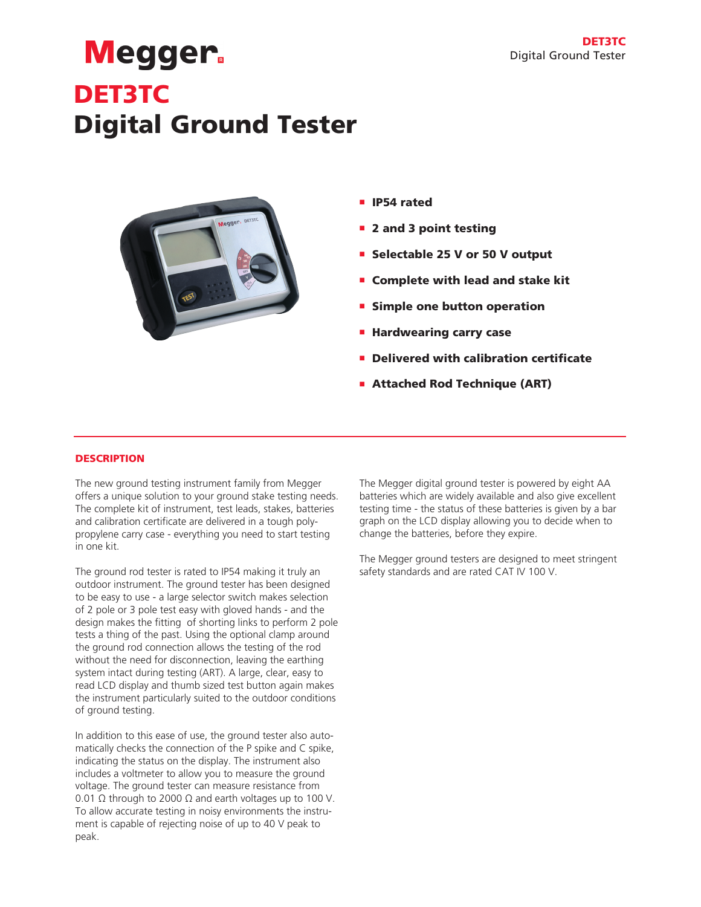# DET3TC
# Digital Ground Tester

- **IP54 rated**
- **2 and 3 point testing**
- **Selectable 25 V or 50 V output**
- **Complete with lead and stake kit**
- **Simple one button operation**
- **Hardwearing carry case**
- **Delivered with calibration certificate**
- **Attached Rod Technique (ART)**

## DESCRIPTION

The new ground testing instrument family from Megger offers a unique solution to your ground stake testing needs. The complete kit of instrument, test leads, stakes, batteries and calibration certificate are delivered in a tough poly-propylene carry case - everything you need to start testing in one kit.

The ground rod tester is rated to IP54 making it truly an outdoor instrument. The ground tester has been designed to be easy to use - a large selector switch makes selection of 2 pole or 3 pole test easy with gloved hands - and the design makes the fitting of shorting links to perform 2 pole tests a thing of the past. Using the optional clamp around the ground rod connection allows the testing of the rod without the need for disconnection, leaving the earthing system intact during testing (ART). A large, clear, easy to read LCD display and thumb sized test button again makes the instrument particularly suited to the outdoor conditions of ground testing.

In addition to this ease of use, the ground tester also automatically checks the connection of the P spike and C spike, indicating the status on the display. The instrument also includes a voltmeter to allow you to measure the ground voltage. The ground tester can measure resistance from 0.01 Ω through to 2000 Ω and earth voltages up to 100 V. To allow accurate testing in noisy environments the instrument is capable of rejecting noise of up to 40 V peak to peak.

The Megger digital ground tester is powered by eight AA batteries which are widely available and also give excellent testing time - the status of these batteries is given by a bar graph on the LCD display allowing you to decide when to change the batteries, before they expire.

The Megger ground testers are designed to meet stringent safety standards and are rated CAT IV 100 V.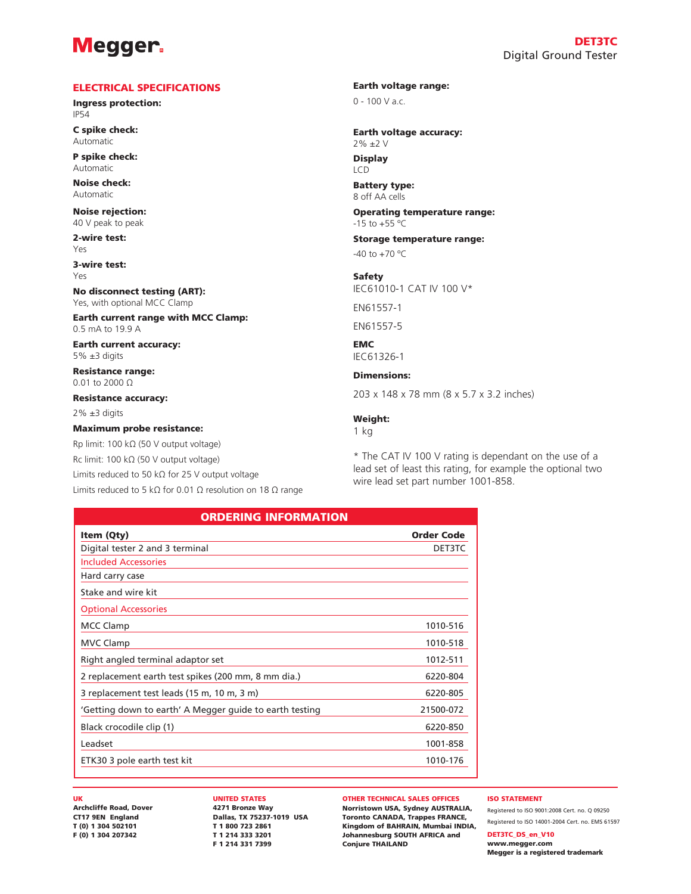## ELECTRICAL SPECIFICATIONS

**Ingress protection:**
IP54

**C spike check:**
Automatic

**P spike check:**
Automatic

**Noise check:**
Automatic

**Noise rejection:**
40 V peak to peak

**2-wire test:**
Yes

**3-wire test:**
Yes

**No disconnect testing (ART):**
Yes, with optional MCC Clamp

**Earth current range with MCC Clamp:**
0.5 mA to 19.9 A

**Earth current accuracy:**
5% ±3 digits

**Resistance range:**
0.01 to 2000 Ω

**Resistance accuracy:**
2% ±3 digits

**Maximum probe resistance:**
Rp limit: 100 kΩ (50 V output voltage)
Rc limit: 100 kΩ (50 V output voltage)
Limits reduced to 50 kΩ for 25 V output voltage
Limits reduced to 5 kΩ for 0.01 Ω resolution on 18 Ω range

**Earth voltage range:**
0 - 100 V a.c.

**Earth voltage accuracy:**
2% ±2 V

**Display**
LCD

**Battery type:**
8 off AA cells

**Operating temperature range:**
-15 to +55 °C

**Storage temperature range:**
-40 to +70 °C

**Safety**
IEC61010-1 CAT IV 100 V*

EN61557-1

EN61557-5

**EMC**
IEC61326-1

**Dimensions:**

203 x 148 x 78 mm (8 x 5.7 x 3.2 inches)

**Weight:**
1 kg

* The CAT IV 100 V rating is dependant on the use of a lead set of least this rating, for example the optional two wire lead set part number 1001-858.

## ORDERING INFORMATION

| Item (Qty) | Order Code |
|---|---|
| Digital tester 2 and 3 terminal | DET3TC |
| Included Accessories | |
| Hard carry case | |
| Stake and wire kit | |
| Optional Accessories | |
| MCC Clamp | 1010-516 |
| MVC Clamp | 1010-518 |
| Right angled terminal adaptor set | 1012-511 |
| 2 replacement earth test spikes (200 mm, 8 mm dia.) | 6220-804 |
| 3 replacement test leads (15 m, 10 m, 3 m) | 6220-805 |
| 'Getting down to earth' A Megger guide to earth testing | 21500-072 |
| Black crocodile clip (1) | 6220-850 |
| Leadset | 1001-858 |
| ETK30 3 pole earth test kit | 1010-176 |

**UK**
**Archcliffe Road, Dover**
**CT17 9EN England**
**T (0) 1 304 502101**
**F (0) 1 304 207342**

**UNITED STATES**
**4271 Bronze Way**
**Dallas, TX 75237-1019 USA**
**T 1 800 723 2861**
**T 1 214 333 3201**
**F 1 214 331 7399**

**OTHER TECHNICAL SALES OFFICES**
**Norristown USA, Sydney AUSTRALIA, Toronto CANADA, Trappes FRANCE, Kingdom of BAHRAIN, Mumbai INDIA, Johannesburg SOUTH AFRICA and Conjure THAILAND**

**ISO STATEMENT**
Registered to ISO 9001:2008 Cert. no. Q 09250
Registered to ISO 14001-2004 Cert. no. EMS 61597

**DET3TC_DS_en_V10**
**www.megger.com**
**Megger is a registered trademark**